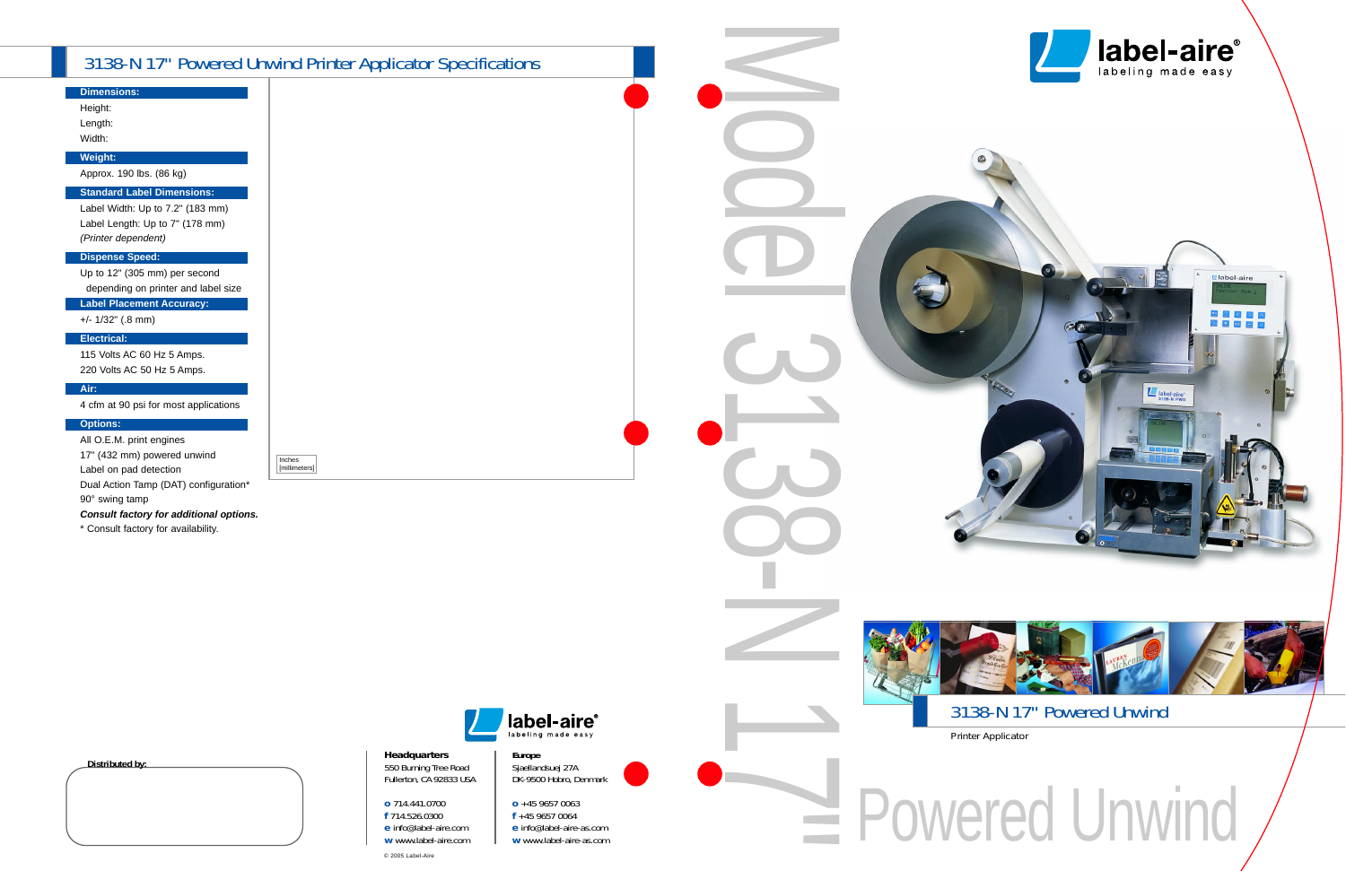# 3138-N 17" Powered Unwind Printer Applicator Specifications

**Dimensions:**

Height:

Length:

Width:

**Weight:**

Approx. 190 lbs. (86 kg)

**Standard Label Dimensions:**

Label Width: Up to 7.2" (183 mm)

Label Length: Up to 7" (178 mm)

*(Printer dependent)*

**Dispense Speed:**

Up to 12" (305 mm) per second depending on printer and label size

**Label Placement Accuracy:**

+/- 1/32" (.8 mm)

**Electrical:**

115 Volts AC 60 Hz 5 Amps.

220 Volts AC 50 Hz 5 Amps.

**Air:**

4 cfm at 90 psi for most applications

**Options:**

- All O.E.M. print engines
- 17" (432 mm) powered unwind
- Label on pad detection
- Dual Action Tamp (DAT) configuration*
- 90° swing tamp

***Consult factory for additional options.***

\* Consult factory for availability.

Inches
[millimeters]

Distributed by:

label-aire
labeling made easy

**Headquarters**
550 Burning Tree Road
Fullerton, CA 92833 USA

**o** 714.441.0700
**f** 714.526.0300
**e** info@label-aire.com
**w** www.label-aire.com

**Europe**
Sjaellandsuej 27A
DK-9500 Hobro, Denmark

**o** +45 9657 0063
**f** +45 9657 0064
**e** info@label-aire-as.com
**w** www.label-aire-as.com

© 2005 Label-Aire

Model 3138-N 17"

label-aire
labeling made easy

## 3138-N 17" Powered Unwind

Printer Applicator

Powered Unwind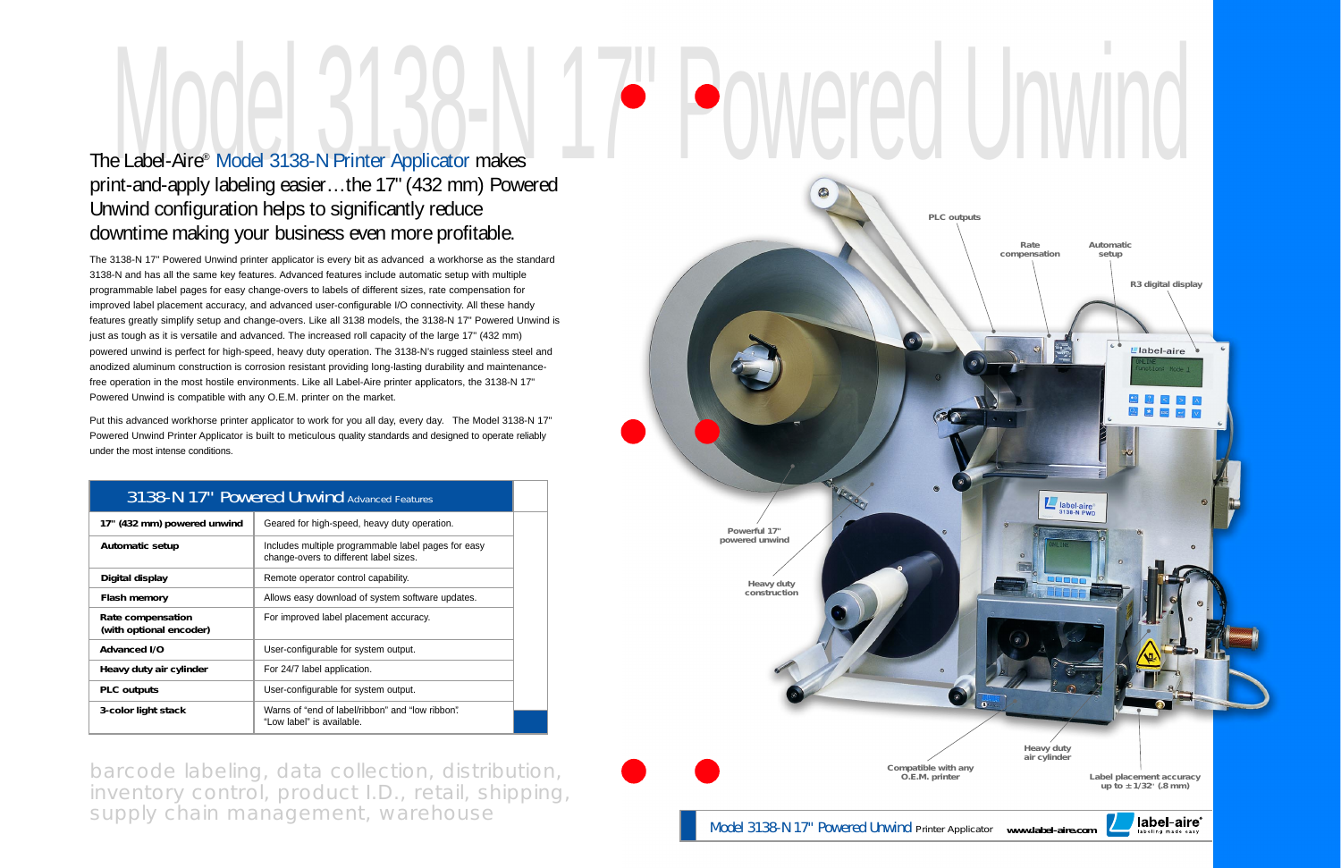# Model 3138-N 17" Powered Unwind

## The Label-Aire® Model 3138-N Printer Applicator makes print-and-apply labeling easier…the 17" (432 mm) Powered Unwind configuration helps to significantly reduce downtime making your business even more profitable.

The 3138-N 17" Powered Unwind printer applicator is every bit as advanced a workhorse as the standard 3138-N and has all the same key features. Advanced features include automatic setup with multiple programmable label pages for easy change-overs to labels of different sizes, rate compensation for improved label placement accuracy, and advanced user-configurable I/O connectivity. All these handy features greatly simplify setup and change-overs. Like all 3138 models, the 3138-N 17" Powered Unwind is just as tough as it is versatile and advanced. The increased roll capacity of the large 17" (432 mm) powered unwind is perfect for high-speed, heavy duty operation. The 3138-N's rugged stainless steel and anodized aluminum construction is corrosion resistant providing long-lasting durability and maintenance-free operation in the most hostile environments. Like all Label-Aire printer applicators, the 3138-N 17" Powered Unwind is compatible with any O.E.M. printer on the market.

Put this advanced workhorse printer applicator to work for you all day, every day. The Model 3138-N 17" Powered Unwind Printer Applicator is built to meticulous quality standards and designed to operate reliably under the most intense conditions.

| 3138-N 17" Powered Unwind Advanced Features | |
|---|---|
| **17" (432 mm) powered unwind** | Geared for high-speed, heavy duty operation. |
| **Automatic setup** | Includes multiple programmable label pages for easy change-overs to different label sizes. |
| **Digital display** | Remote operator control capability. |
| **Flash memory** | Allows easy download of system software updates. |
| **Rate compensation (with optional encoder)** | For improved label placement accuracy. |
| **Advanced I/O** | User-configurable for system output. |
| **Heavy duty air cylinder** | For 24/7 label application. |
| **PLC outputs** | User-configurable for system output. |
| **3-color light stack** | Warns of "end of label/ribbon" and "low ribbon". "Low label" is available. |

barcode labeling, data collection, distribution, inventory control, product I.D., retail, shipping, supply chain management, warehouse

PLC outputs

Rate compensation

Automatic setup

R3 digital display

Powerful 17" powered unwind

Heavy duty construction

Compatible with any O.E.M. printer

Heavy duty air cylinder

Label placement accuracy up to ±1/32" (.8 mm)

Model 3138-N 17" Powered Unwind Printer Applicator www.label-aire.com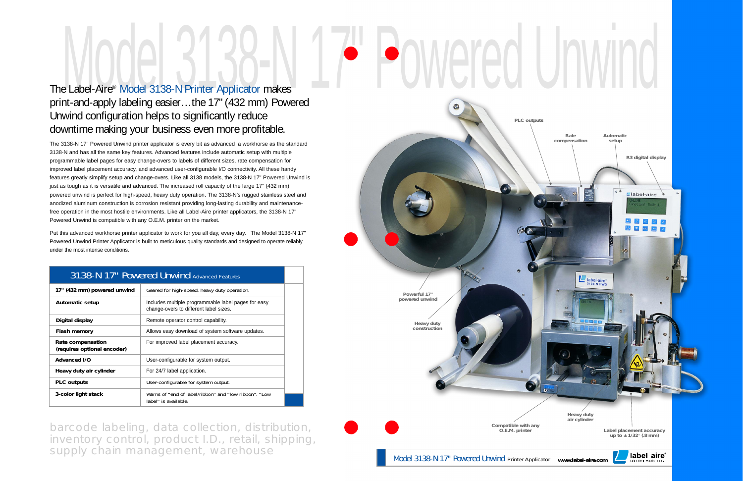# Model 3138-N 17" Powered Unwind

## The Label-Aire® Model 3138-N Printer Applicator makes print-and-apply labeling easier…the 17" (432 mm) Powered Unwind configuration helps to significantly reduce downtime making your business even more profitable.

The 3138-N 17" Powered Unwind printer applicator is every bit as advanced a workhorse as the standard 3138-N and has all the same key features. Advanced features include automatic setup with multiple programmable label pages for easy change-overs to labels of different sizes, rate compensation for improved label placement accuracy, and advanced user-configurable I/O connectivity. All these handy features greatly simplify setup and change-overs. Like all 3138 models, the 3138-N 17" Powered Unwind is just as tough as it is versatile and advanced. The increased roll capacity of the large 17" (432 mm) powered unwind is perfect for high-speed, heavy duty operation. The 3138-N's rugged stainless steel and anodized aluminum construction is corrosion resistant providing long-lasting durability and maintenance-free operation in the most hostile environments. Like all Label-Aire printer applicators, the 3138-N 17" Powered Unwind is compatible with any O.E.M. printer on the market.

Put this advanced workhorse printer applicator to work for you all day, every day. The Model 3138-N 17" Powered Unwind Printer Applicator is built to meticulous quality standards and designed to operate reliably under the most intense conditions.

| 3138-N 17" Powered Unwind Advanced Features | |
|---|---|
| **17" (432 mm) powered unwind** | Geared for high-speed, heavy duty operation. |
| **Automatic setup** | Includes multiple programmable label pages for easy change-overs to different label sizes. |
| **Digital display** | Remote operator control capability. |
| **Flash memory** | Allows easy download of system software updates. |
| **Rate compensation (requires optional encoder)** | For improved label placement accuracy. |
| **Advanced I/O** | User-configurable for system output. |
| **Heavy duty air cylinder** | For 24/7 label application. |
| **PLC outputs** | User-configurable for system output. |
| **3-color light stack** | Warns of "end of label/ribbon" and "low ribbon". "Low label" is available. |

barcode labeling, data collection, distribution, inventory control, product I.D., retail, shipping, supply chain management, warehouse

PLC outputs

Rate compensation

Automatic setup

R3 digital display

Powerful 17" powered unwind

Heavy duty construction

Heavy duty air cylinder

Compatible with any O.E.M. printer

Label placement accuracy up to ± 1/32" (.8 mm)

Model 3138-N 17" Powered Unwind Printer Applicator www.label-aire.com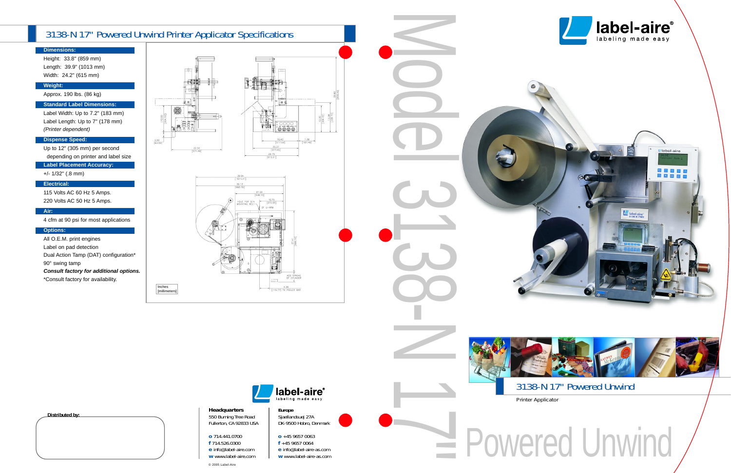# 3138-N 17" Powered Unwind Printer Applicator Specifications

**Dimensions:**

Height: 33.8" (859 mm)
Length: 39.9" (1013 mm)
Width: 24.2" (615 mm)

**Weight:**

Approx. 190 lbs. (86 kg)

**Standard Label Dimensions:**

Label Width: Up to 7.2" (183 mm)
Label Length: Up to 7" (178 mm)
*(Printer dependent)*

**Dispense Speed:**

Up to 12" (305 mm) per second depending on printer and label size

**Label Placement Accuracy:**

+/- 1/32" (.8 mm)

**Electrical:**

115 Volts AC 60 Hz 5 Amps.
220 Volts AC 50 Hz 5 Amps.

**Air:**

4 cfm at 90 psi for most applications

**Options:**

All O.E.M. print engines
Label on pad detection
Dual Action Tamp (DAT) configuration*
90° swing tamp
***Consult factory for additional options.***
*Consult factory for availability.

Inches
[millimeters]

**Distributed by:**

label-aire®
labeling made easy

**Headquarters**
550 Burning Tree Road
Fullerton, CA 92833 USA

**o** 714.441.0700
**f** 714.526.0300
**e** info@label-aire.com
**w** www.label-aire.com

**Europe**
Sjaellandsvej 27A
DK-9500 Hobro, Denmark

**o** +45 9657 0063
**f** +45 9657 0064
**e** info@label-aire-as.com
**w** www.label-aire-as.com

© 2005 Label-Aire

Model 3138-N 17"

label-aire®
labeling made easy

## 3138-N 17" Powered Unwind

Printer Applicator

Powered Unwind